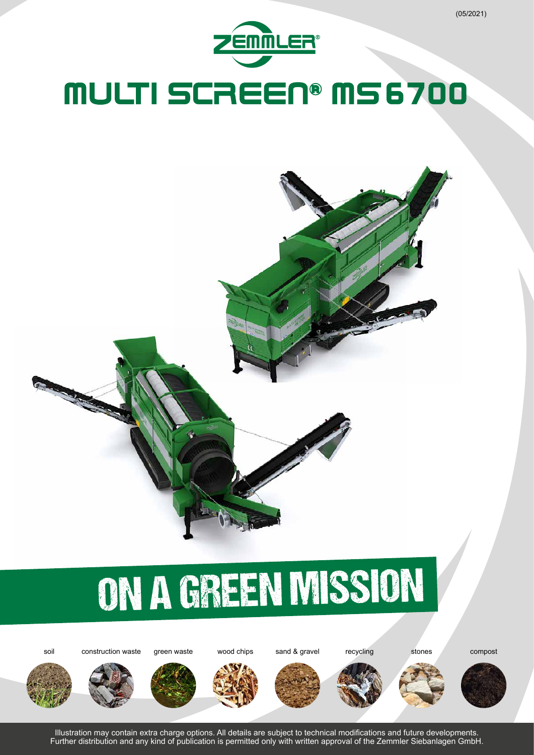(05/2021)

ZEMMLER®

# MULTI SCREEN® MS 6700

## ON A GREEN MISSION

soil | construction waste | green waste | wood chips | sand & gravel | recycling | stones | compost

Illustration may contain extra charge options. All details are subject to technical modifications and future developments.
Further distribution and any kind of publication is permitted only with written approval of the Zemmler Siebanlagen GmbH.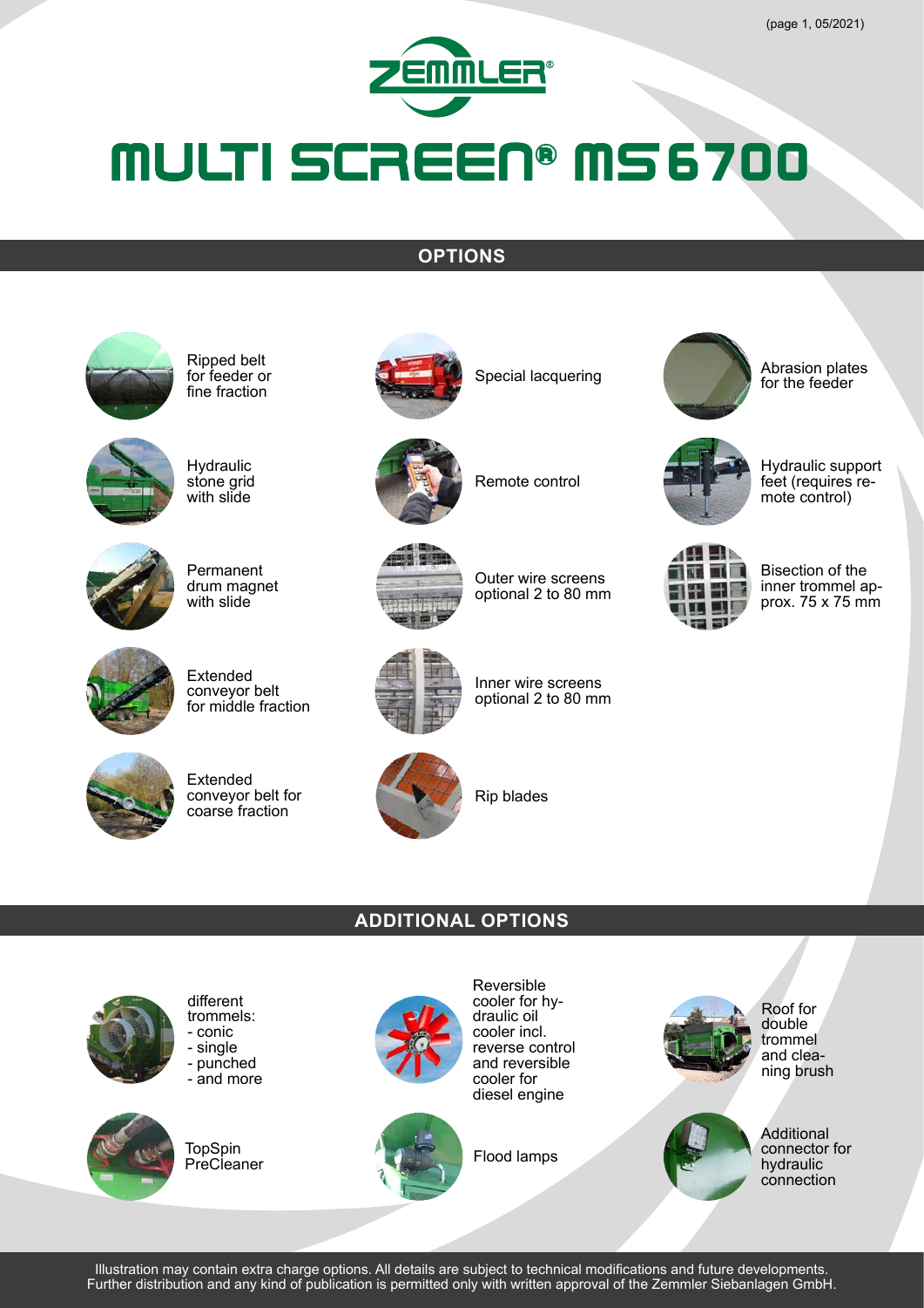# MULTI SCREEN® MS 6700

## OPTIONS

- Ripped belt for feeder or fine fraction
- Hydraulic stone grid with slide
- Permanent drum magnet with slide
- Extended conveyor belt for middle fraction
- Extended conveyor belt for coarse fraction
- Special lacquering
- Remote control
- Outer wire screens optional 2 to 80 mm
- Inner wire screens optional 2 to 80 mm
- Rip blades
- Abrasion plates for the feeder
- Hydraulic support feet (requires remote control)
- Bisection of the inner trommel approx. 75 x 75 mm

## ADDITIONAL OPTIONS

- different trommels:
  - conic
  - single
  - punched
  - and more
- TopSpin PreCleaner
- Reversible cooler for hydraulic oil cooler incl. reverse control and reversible cooler for diesel engine
- Flood lamps
- Roof for double trommel and cleaning brush
- Additional connector for hydraulic connection

Illustration may contain extra charge options. All details are subject to technical modifications and future developments. Further distribution and any kind of publication is permitted only with written approval of the Zemmler Siebanlagen GmbH.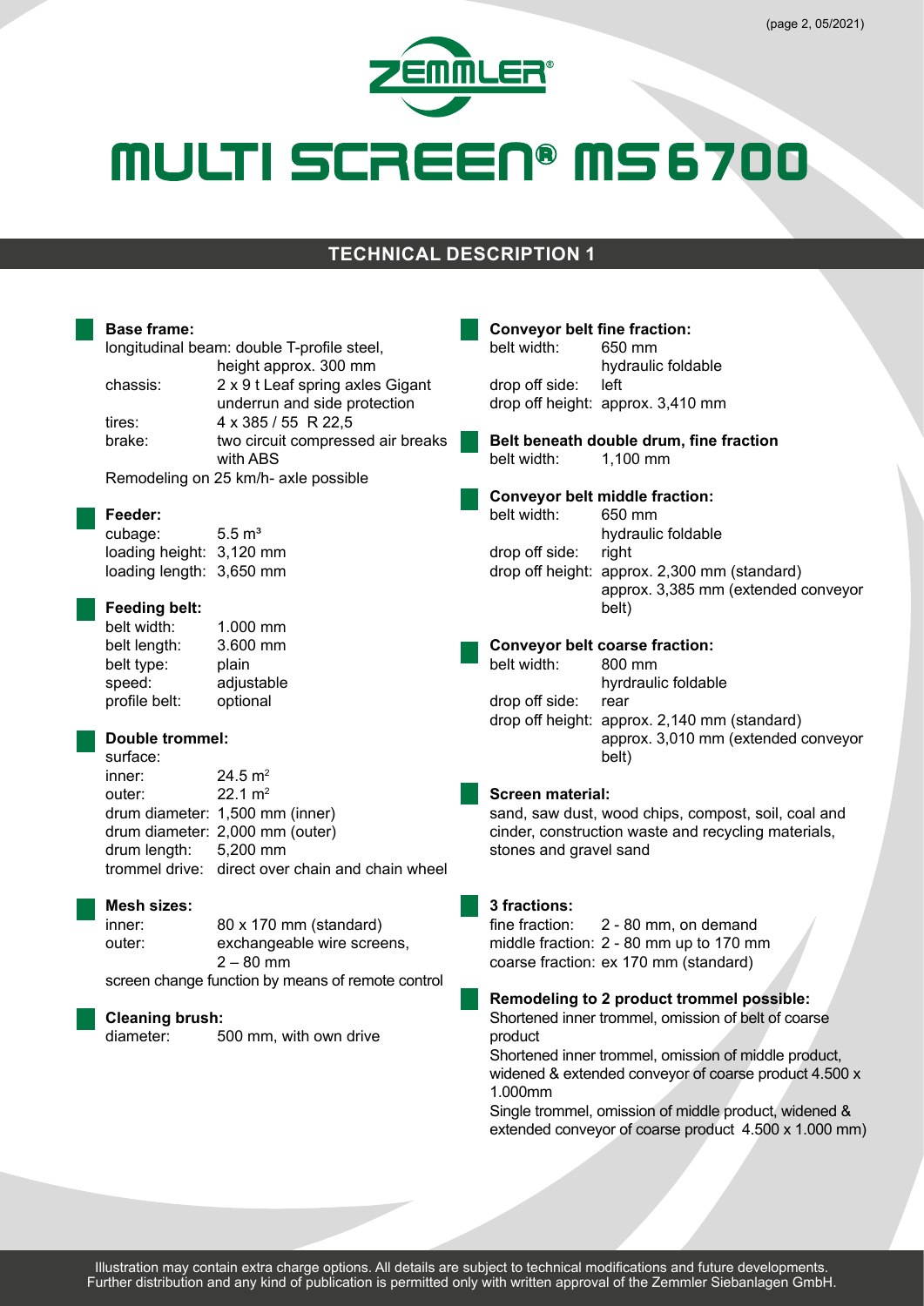# MULTI SCREEN® MS 6700

## TECHNICAL DESCRIPTION 1

### Base frame:

longitudinal beam: double T-profile steel, height approx. 300 mm

| | |
|---|---|
| chassis: | 2 x 9 t Leaf spring axles Gigant underrun and side protection |
| tires: | 4 x 385 / 55 R 22,5 |
| brake: | two circuit compressed air breaks with ABS |

Remodeling on 25 km/h- axle possible

### Feeder:

| | |
|---|---|
| cubage: | 5.5 m³ |
| loading height: | 3,120 mm |
| loading length: | 3,650 mm |

### Feeding belt:

| | |
|---|---|
| belt width: | 1.000 mm |
| belt length: | 3.600 mm |
| belt type: | plain |
| speed: | adjustable |
| profile belt: | optional |

### Double trommel:

surface:

| | |
|---|---|
| inner: | 24.5 m² |
| outer: | 22.1 m² |
| drum diameter: | 1,500 mm (inner) |
| drum diameter: | 2,000 mm (outer) |
| drum length: | 5,200 mm |
| trommel drive: | direct over chain and chain wheel |

### Mesh sizes:

| | |
|---|---|
| inner: | 80 x 170 mm (standard) |
| outer: | exchangeable wire screens, 2 – 80 mm |

screen change function by means of remote control

### Cleaning brush:

| | |
|---|---|
| diameter: | 500 mm, with own drive |

### Conveyor belt fine fraction:

| | |
|---|---|
| belt width: | 650 mm hydraulic foldable |
| drop off side: | left |
| drop off height: | approx. 3,410 mm |

### Belt beneath double drum, fine fraction

| | |
|---|---|
| belt width: | 1,100 mm |

### Conveyor belt middle fraction:

| | |
|---|---|
| belt width: | 650 mm hydraulic foldable |
| drop off side: | right |
| drop off height: | approx. 2,300 mm (standard) approx. 3,385 mm (extended conveyor belt) |

### Conveyor belt coarse fraction:

| | |
|---|---|
| belt width: | 800 mm hyrdraulic foldable |
| drop off side: | rear |
| drop off height: | approx. 2,140 mm (standard) approx. 3,010 mm (extended conveyor belt) |

### Screen material:

sand, saw dust, wood chips, compost, soil, coal and cinder, construction waste and recycling materials, stones and gravel sand

### 3 fractions:

| | |
|---|---|
| fine fraction: | 2 - 80 mm, on demand |
| middle fraction: | 2 - 80 mm up to 170 mm |
| coarse fraction: | ex 170 mm (standard) |

### Remodeling to 2 product trommel possible:

Shortened inner trommel, omission of belt of coarse product

Shortened inner trommel, omission of middle product, widened & extended conveyor of coarse product 4.500 x 1.000mm

Single trommel, omission of middle product, widened & extended conveyor of coarse product 4.500 x 1.000 mm)

Illustration may contain extra charge options. All details are subject to technical modifications and future developments. Further distribution and any kind of publication is permitted only with written approval of the Zemmler Siebanlagen GmbH.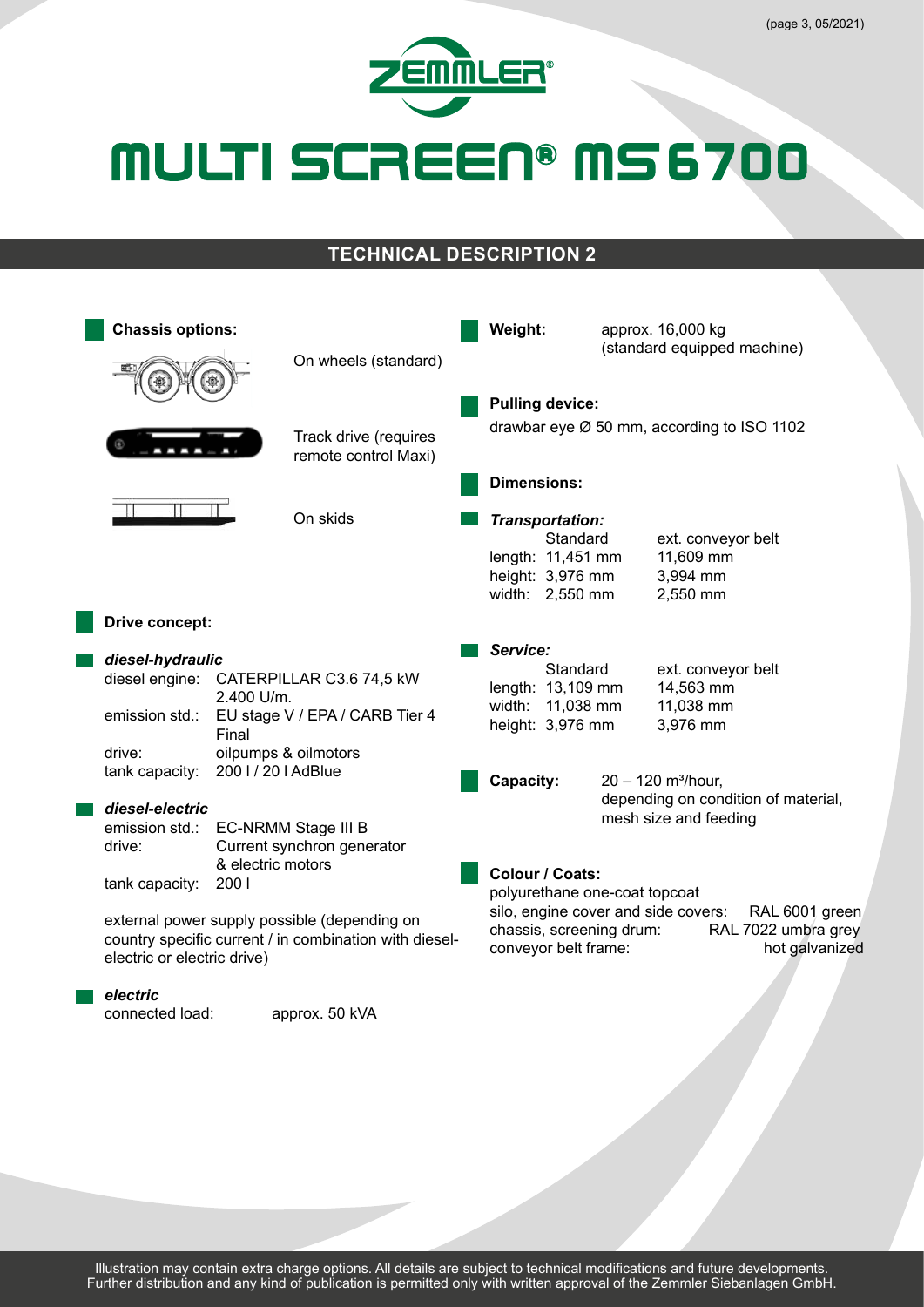# MULTI SCREEN® MS 6700

## TECHNICAL DESCRIPTION 2

### Chassis options:

On wheels (standard)

Track drive (requires remote control Maxi)

On skids

### Drive concept:

#### *diesel-hydraulic*

diesel engine: CATERPILLAR C3.6 74,5 kW 2.400 U/m.
emission std.: EU stage V / EPA / CARB Tier 4 Final
drive: oilpumps & oilmotors
tank capacity: 200 l / 20 l AdBlue

#### *diesel-electric*

emission std.: EC-NRMM Stage III B
drive: Current synchron generator & electric motors
tank capacity: 200 l

external power supply possible (depending on country specific current / in combination with diesel-electric or electric drive)

#### *electric*

connected load: approx. 50 kVA

### Weight:

approx. 16,000 kg (standard equipped machine)

### Pulling device:

drawbar eye Ø 50 mm, according to ISO 1102

### Dimensions:

#### *Transportation:*

| | Standard | ext. conveyor belt |
|---|---|---|
| length: | 11,451 mm | 11,609 mm |
| height: | 3,976 mm | 3,994 mm |
| width: | 2,550 mm | 2,550 mm |

#### *Service:*

| | Standard | ext. conveyor belt |
|---|---|---|
| length: | 13,109 mm | 14,563 mm |
| width: | 11,038 mm | 11,038 mm |
| height: | 3,976 mm | 3,976 mm |

### Capacity:

20 – 120 m³/hour, depending on condition of material, mesh size and feeding

### Colour / Coats:

polyurethane one-coat topcoat

| | |
|---|---|
| silo, engine cover and side covers: | RAL 6001 green |
| chassis, screening drum: | RAL 7022 umbra grey |
| conveyor belt frame: | hot galvanized |

Illustration may contain extra charge options. All details are subject to technical modifications and future developments. Further distribution and any kind of publication is permitted only with written approval of the Zemmler Siebanlagen GmbH.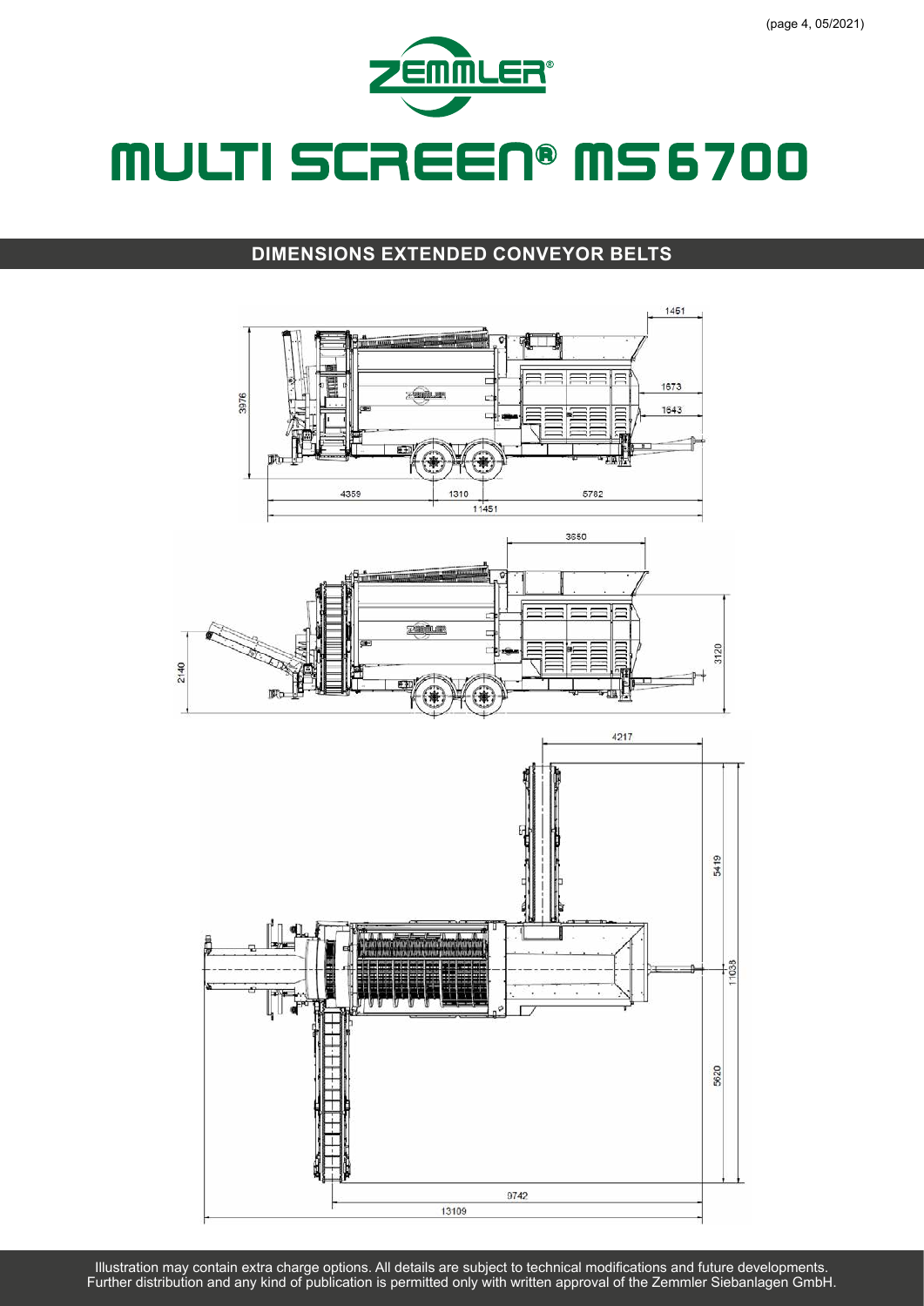# MULTI SCREEN® MS 6700

## DIMENSIONS EXTENDED CONVEYOR BELTS

1451

1673

1643

3976

4359

1310

5782

11451

3650

2140

3120

4217

5419

11038

5620

9742

13109

Illustration may contain extra charge options. All details are subject to technical modifications and future developments. Further distribution and any kind of publication is permitted only with written approval of the Zemmler Siebanlagen GmbH.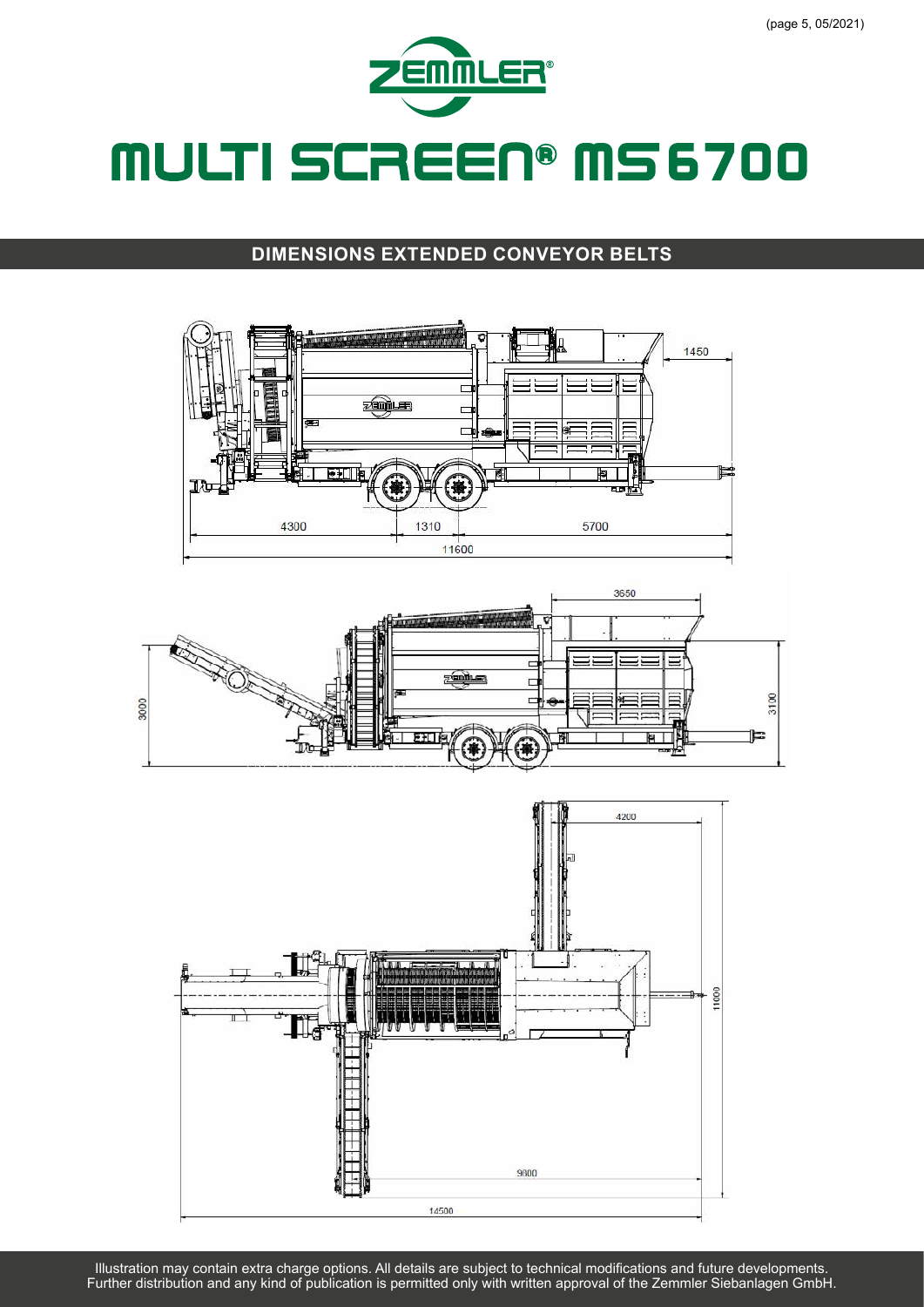# MULTI SCREEN® MS 6700

## DIMENSIONS EXTENDED CONVEYOR BELTS

1450

4300 1310 5700

11600

3650

3000 3100

4200

11000

9800

14500

Illustration may contain extra charge options. All details are subject to technical modifications and future developments.
Further distribution and any kind of publication is permitted only with written approval of the Zemmler Siebanlagen GmbH.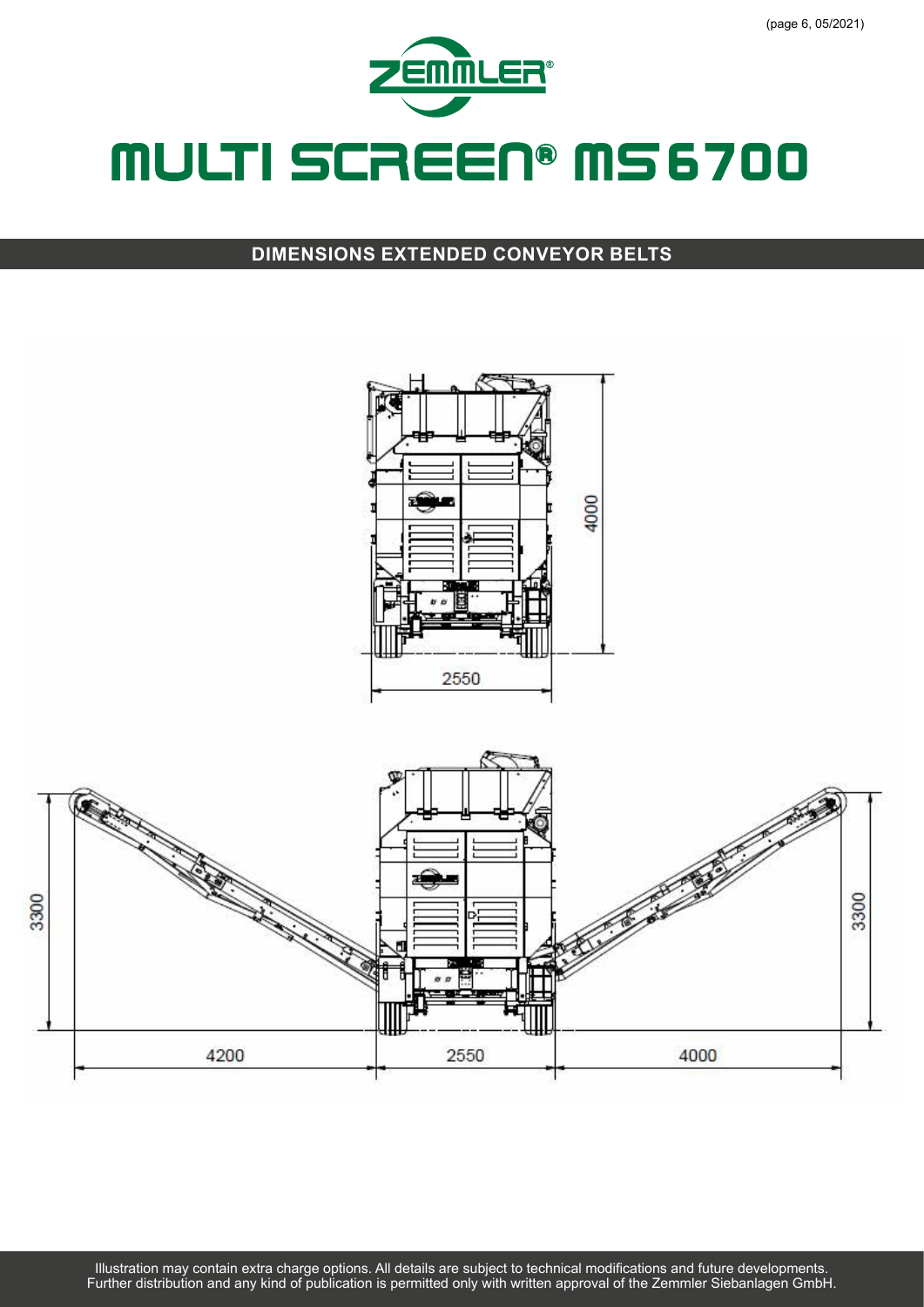# MULTI SCREEN® MS 6700

## DIMENSIONS EXTENDED CONVEYOR BELTS

4000

2550

3300

3300

4200

2550

4000

Illustration may contain extra charge options. All details are subject to technical modifications and future developments.
Further distribution and any kind of publication is permitted only with written approval of the Zemmler Siebanlagen GmbH.